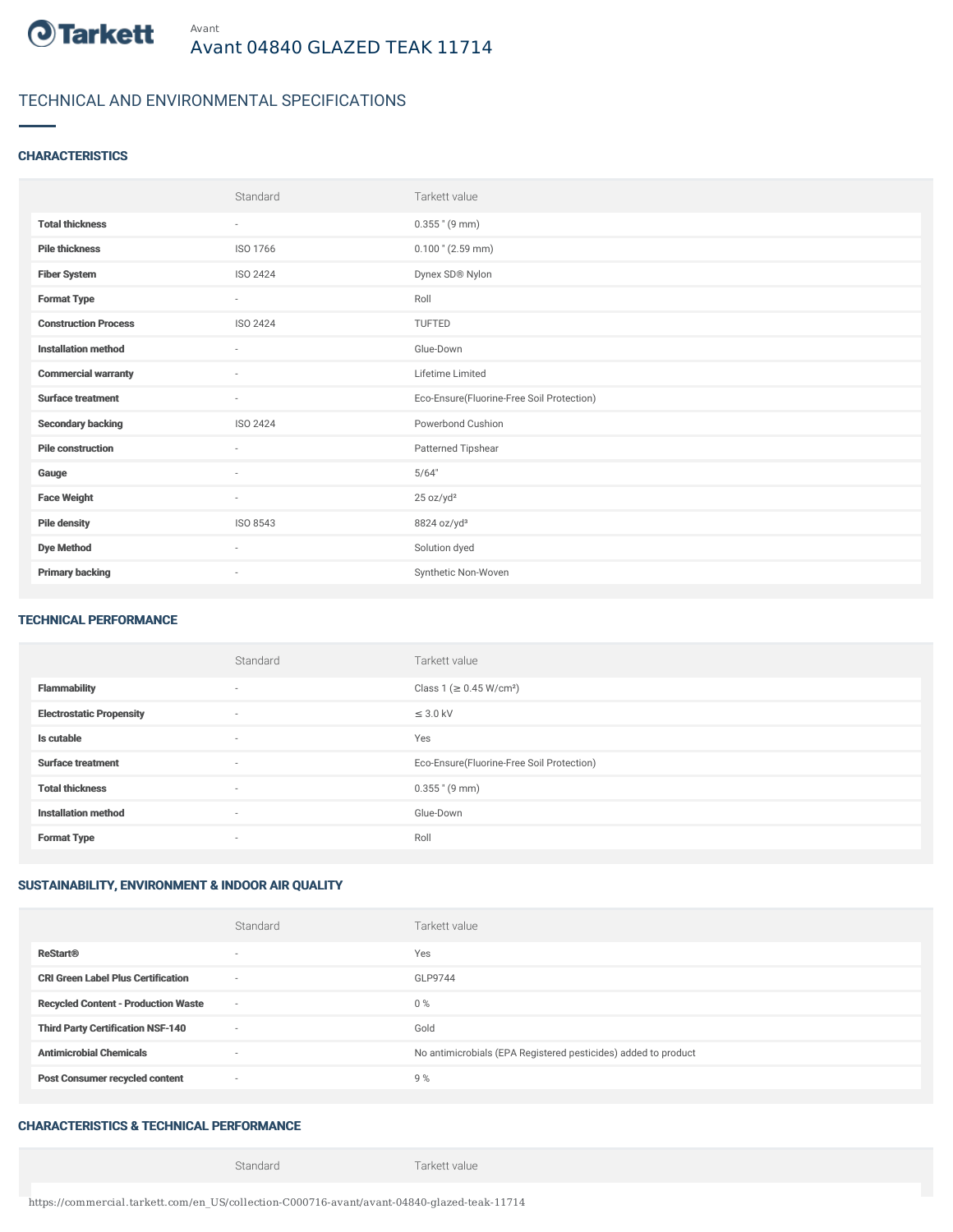Tarkett

Avant

# Avant 04840 GLAZED TEAK 11714

## TECHNICAL AND ENVIRONMENTAL SPECIFICATIONS

### CHARACTERISTICS

| | Standard | Tarkett value |
|---|---|---|
| **Total thickness** | - | 0.355 " (9 mm) |
| **Pile thickness** | ISO 1766 | 0.100 " (2.59 mm) |
| **Fiber System** | ISO 2424 | Dynex SD® Nylon |
| **Format Type** | - | Roll |
| **Construction Process** | ISO 2424 | TUFTED |
| **Installation method** | - | Glue-Down |
| **Commercial warranty** | - | Lifetime Limited |
| **Surface treatment** | - | Eco-Ensure(Fluorine-Free Soil Protection) |
| **Secondary backing** | ISO 2424 | Powerbond Cushion |
| **Pile construction** | - | Patterned Tipshear |
| **Gauge** | - | 5/64" |
| **Face Weight** | - | 25 oz/yd² |
| **Pile density** | ISO 8543 | 8824 oz/yd³ |
| **Dye Method** | - | Solution dyed |
| **Primary backing** | - | Synthetic Non-Woven |

### TECHNICAL PERFORMANCE

| | Standard | Tarkett value |
|---|---|---|
| **Flammability** | - | Class 1 (≥ 0.45 W/cm²) |
| **Electrostatic Propensity** | - | ≤ 3.0 kV |
| **Is cutable** | - | Yes |
| **Surface treatment** | - | Eco-Ensure(Fluorine-Free Soil Protection) |
| **Total thickness** | - | 0.355 " (9 mm) |
| **Installation method** | - | Glue-Down |
| **Format Type** | - | Roll |

### SUSTAINABILITY, ENVIRONMENT & INDOOR AIR QUALITY

| | Standard | Tarkett value |
|---|---|---|
| **ReStart®** | - | Yes |
| **CRI Green Label Plus Certification** | - | GLP9744 |
| **Recycled Content - Production Waste** | - | 0 % |
| **Third Party Certification NSF-140** | - | Gold |
| **Antimicrobial Chemicals** | - | No antimicrobials (EPA Registered pesticides) added to product |
| **Post Consumer recycled content** | - | 9 % |

### CHARACTERISTICS & TECHNICAL PERFORMANCE

| | Standard | Tarkett value |
|---|---|---|

https://commercial.tarkett.com/en_US/collection-C000716-avant/avant-04840-glazed-teak-11714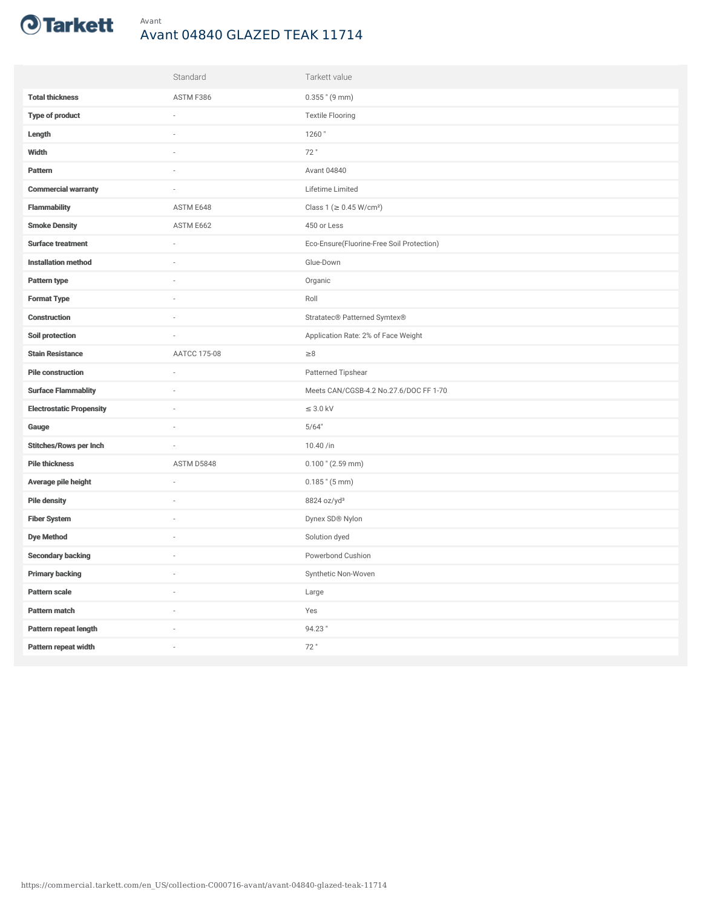Avant

# Avant 04840 GLAZED TEAK 11714

| | Standard | Tarkett value |
|---|---|---|
| **Total thickness** | ASTM F386 | 0.355 " (9 mm) |
| **Type of product** | - | Textile Flooring |
| **Length** | - | 1260 " |
| **Width** | - | 72 " |
| **Pattern** | - | Avant 04840 |
| **Commercial warranty** | - | Lifetime Limited |
| **Flammability** | ASTM E648 | Class 1 (≥ 0.45 W/cm²) |
| **Smoke Density** | ASTM E662 | 450 or Less |
| **Surface treatment** | - | Eco-Ensure(Fluorine-Free Soil Protection) |
| **Installation method** | - | Glue-Down |
| **Pattern type** | - | Organic |
| **Format Type** | - | Roll |
| **Construction** | - | Stratatec® Patterned Symtex® |
| **Soil protection** | - | Application Rate: 2% of Face Weight |
| **Stain Resistance** | AATCC 175-08 | ≥8 |
| **Pile construction** | - | Patterned Tipshear |
| **Surface Flammablity** | - | Meets CAN/CGSB-4.2 No.27.6/DOC FF 1-70 |
| **Electrostatic Propensity** | - | ≤ 3.0 kV |
| **Gauge** | - | 5/64" |
| **Stitches/Rows per Inch** | - | 10.40 /in |
| **Pile thickness** | ASTM D5848 | 0.100 " (2.59 mm) |
| **Average pile height** | - | 0.185 " (5 mm) |
| **Pile density** | - | 8824 oz/yd³ |
| **Fiber System** | - | Dynex SD® Nylon |
| **Dye Method** | - | Solution dyed |
| **Secondary backing** | - | Powerbond Cushion |
| **Primary backing** | - | Synthetic Non-Woven |
| **Pattern scale** | - | Large |
| **Pattern match** | - | Yes |
| **Pattern repeat length** | - | 94.23 " |
| **Pattern repeat width** | - | 72 " |

https://commercial.tarkett.com/en_US/collection-C000716-avant/avant-04840-glazed-teak-11714